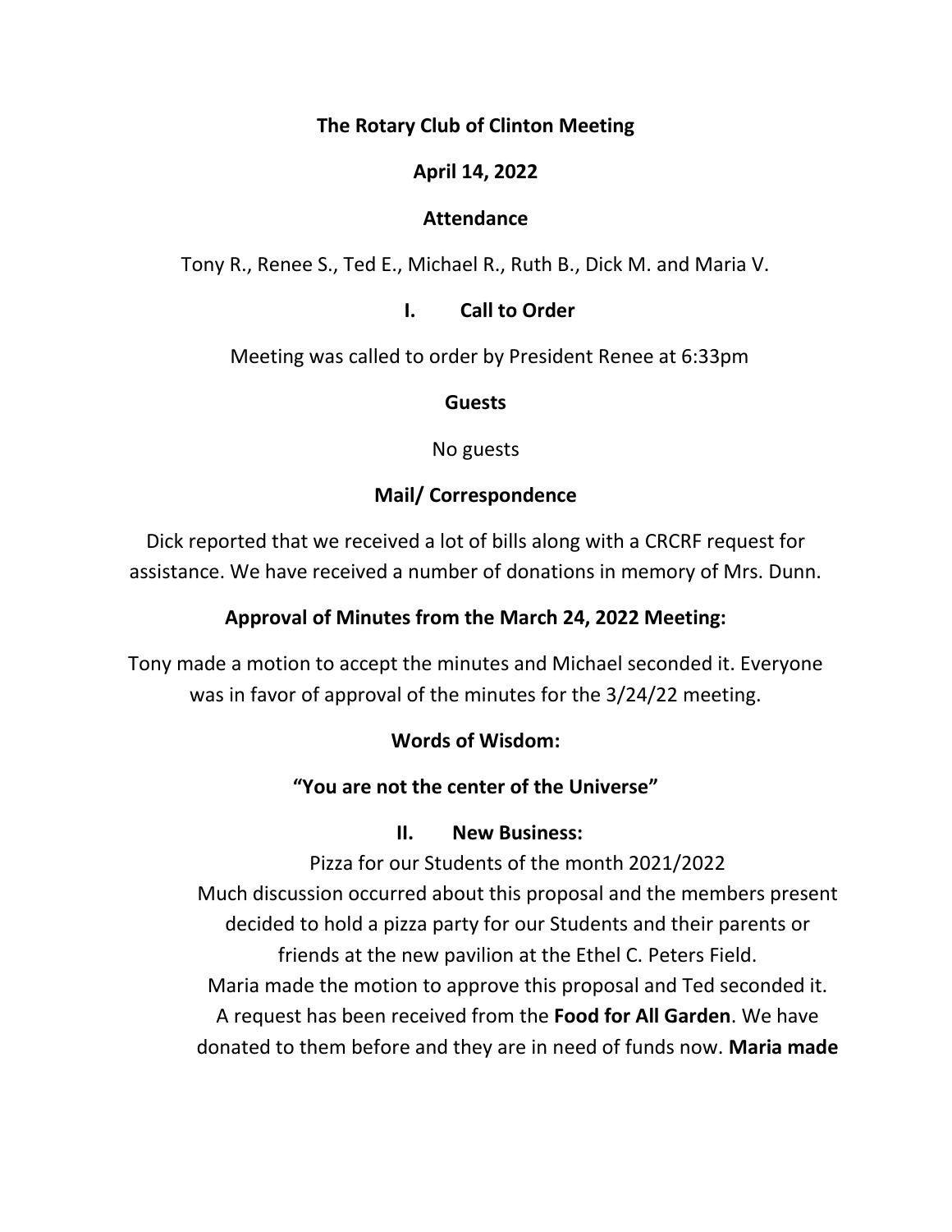**The Rotary Club of Clinton Meeting**

**April 14, 2022**

**Attendance**

Tony R., Renee S., Ted E., Michael R., Ruth B., Dick M. and Maria V.

## I. Call to Order

Meeting was called to order by President Renee at 6:33pm

**Guests**

No guests

**Mail/ Correspondence**

Dick reported that we received a lot of bills along with a CRCRF request for assistance. We have received a number of donations in memory of Mrs. Dunn.

**Approval of Minutes from the March 24, 2022 Meeting:**

Tony made a motion to accept the minutes and Michael seconded it. Everyone was in favor of approval of the minutes for the 3/24/22 meeting.

**Words of Wisdom:**

**"You are not the center of the Universe"**

## II. New Business:

Pizza for our Students of the month 2021/2022

Much discussion occurred about this proposal and the members present decided to hold a pizza party for our Students and their parents or friends at the new pavilion at the Ethel C. Peters Field.

Maria made the motion to approve this proposal and Ted seconded it.

A request has been received from the **Food for All Garden**. We have donated to them before and they are in need of funds now. **Maria made**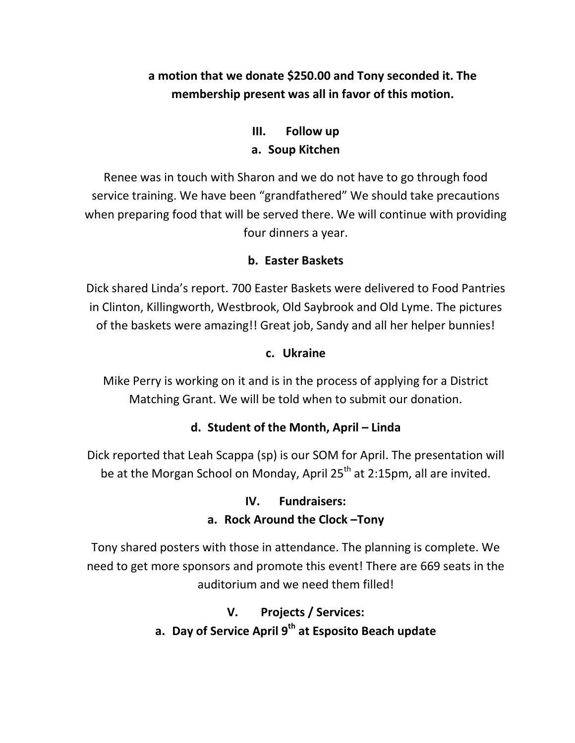**a motion that we donate $250.00 and Tony seconded it. The membership present was all in favor of this motion.**

## III. Follow up

### a. Soup Kitchen

Renee was in touch with Sharon and we do not have to go through food service training. We have been "grandfathered" We should take precautions when preparing food that will be served there. We will continue with providing four dinners a year.

### b. Easter Baskets

Dick shared Linda's report. 700 Easter Baskets were delivered to Food Pantries in Clinton, Killingworth, Westbrook, Old Saybrook and Old Lyme. The pictures of the baskets were amazing!! Great job, Sandy and all her helper bunnies!

### c. Ukraine

Mike Perry is working on it and is in the process of applying for a District Matching Grant. We will be told when to submit our donation.

### d. Student of the Month, April – Linda

Dick reported that Leah Scappa (sp) is our SOM for April. The presentation will be at the Morgan School on Monday, April 25th at 2:15pm, all are invited.

## IV. Fundraisers:

### a. Rock Around the Clock –Tony

Tony shared posters with those in attendance. The planning is complete. We need to get more sponsors and promote this event! There are 669 seats in the auditorium and we need them filled!

## V. Projects / Services:

### a. Day of Service April 9th at Esposito Beach update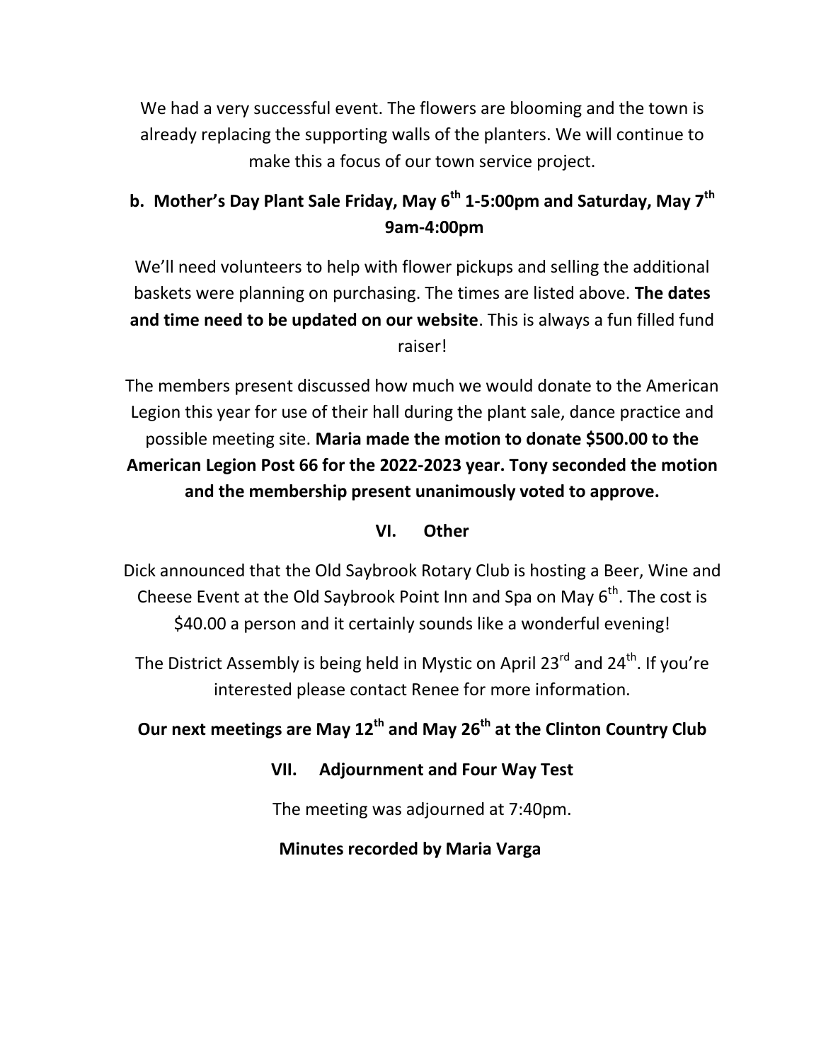We had a very successful event. The flowers are blooming and the town is already replacing the supporting walls of the planters. We will continue to make this a focus of our town service project.

### b. Mother's Day Plant Sale Friday, May 6th 1-5:00pm and Saturday, May 7th 9am-4:00pm

We'll need volunteers to help with flower pickups and selling the additional baskets were planning on purchasing. The times are listed above. **The dates and time need to be updated on our website**. This is always a fun filled fund raiser!

The members present discussed how much we would donate to the American Legion this year for use of their hall during the plant sale, dance practice and possible meeting site. **Maria made the motion to donate $500.00 to the American Legion Post 66 for the 2022-2023 year. Tony seconded the motion and the membership present unanimously voted to approve.**

## VI. Other

Dick announced that the Old Saybrook Rotary Club is hosting a Beer, Wine and Cheese Event at the Old Saybrook Point Inn and Spa on May 6th. The cost is $40.00 a person and it certainly sounds like a wonderful evening!

The District Assembly is being held in Mystic on April 23rd and 24th. If you're interested please contact Renee for more information.

**Our next meetings are May 12th and May 26th at the Clinton Country Club**

## VII. Adjournment and Four Way Test

The meeting was adjourned at 7:40pm.

**Minutes recorded by Maria Varga**